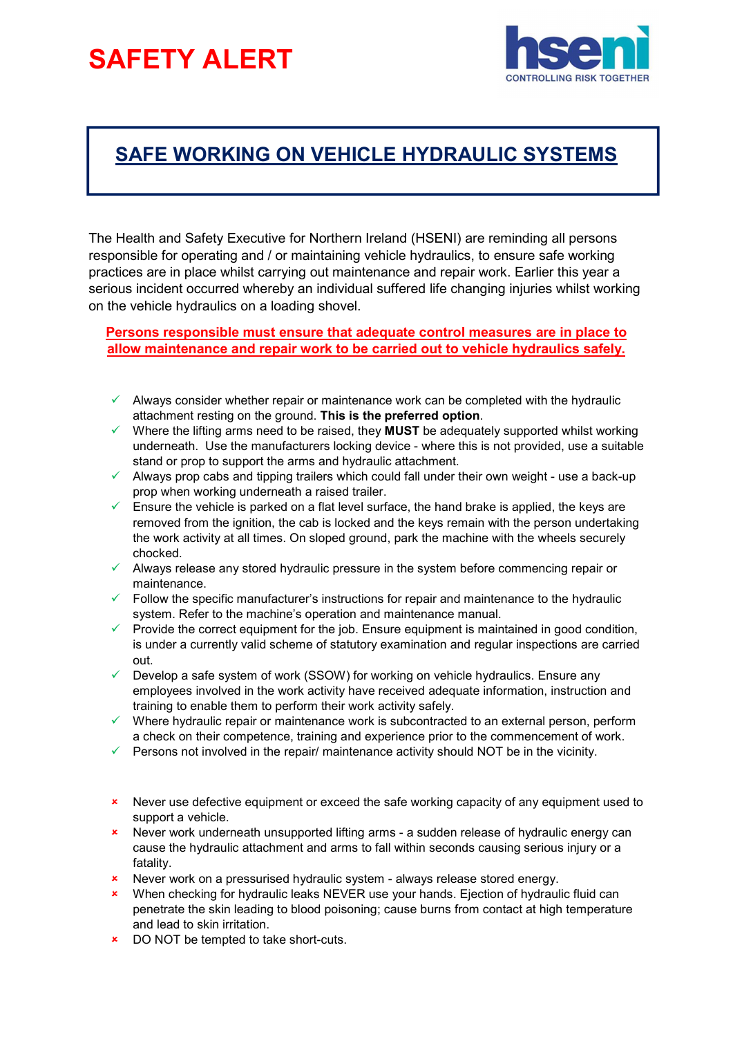# SAFETY ALERT

hseni
CONTROLLING RISK TOGETHER

## SAFE WORKING ON VEHICLE HYDRAULIC SYSTEMS

The Health and Safety Executive for Northern Ireland (HSENI) are reminding all persons responsible for operating and / or maintaining vehicle hydraulics, to ensure safe working practices are in place whilst carrying out maintenance and repair work. Earlier this year a serious incident occurred whereby an individual suffered life changing injuries whilst working on the vehicle hydraulics on a loading shovel.

**Persons responsible must ensure that adequate control measures are in place to allow maintenance and repair work to be carried out to vehicle hydraulics safely.**

- ✓ Always consider whether repair or maintenance work can be completed with the hydraulic attachment resting on the ground. **This is the preferred option**.
- ✓ Where the lifting arms need to be raised, they **MUST** be adequately supported whilst working underneath. Use the manufacturers locking device - where this is not provided, use a suitable stand or prop to support the arms and hydraulic attachment.
- ✓ Always prop cabs and tipping trailers which could fall under their own weight - use a back-up prop when working underneath a raised trailer.
- ✓ Ensure the vehicle is parked on a flat level surface, the hand brake is applied, the keys are removed from the ignition, the cab is locked and the keys remain with the person undertaking the work activity at all times. On sloped ground, park the machine with the wheels securely chocked.
- ✓ Always release any stored hydraulic pressure in the system before commencing repair or maintenance.
- ✓ Follow the specific manufacturer's instructions for repair and maintenance to the hydraulic system. Refer to the machine's operation and maintenance manual.
- ✓ Provide the correct equipment for the job. Ensure equipment is maintained in good condition, is under a currently valid scheme of statutory examination and regular inspections are carried out.
- ✓ Develop a safe system of work (SSOW) for working on vehicle hydraulics. Ensure any employees involved in the work activity have received adequate information, instruction and training to enable them to perform their work activity safely.
- ✓ Where hydraulic repair or maintenance work is subcontracted to an external person, perform a check on their competence, training and experience prior to the commencement of work.
- ✓ Persons not involved in the repair/ maintenance activity should NOT be in the vicinity.

- ✗ Never use defective equipment or exceed the safe working capacity of any equipment used to support a vehicle.
- ✗ Never work underneath unsupported lifting arms - a sudden release of hydraulic energy can cause the hydraulic attachment and arms to fall within seconds causing serious injury or a fatality.
- ✗ Never work on a pressurised hydraulic system - always release stored energy.
- ✗ When checking for hydraulic leaks NEVER use your hands. Ejection of hydraulic fluid can penetrate the skin leading to blood poisoning; cause burns from contact at high temperature and lead to skin irritation.
- ✗ DO NOT be tempted to take short-cuts.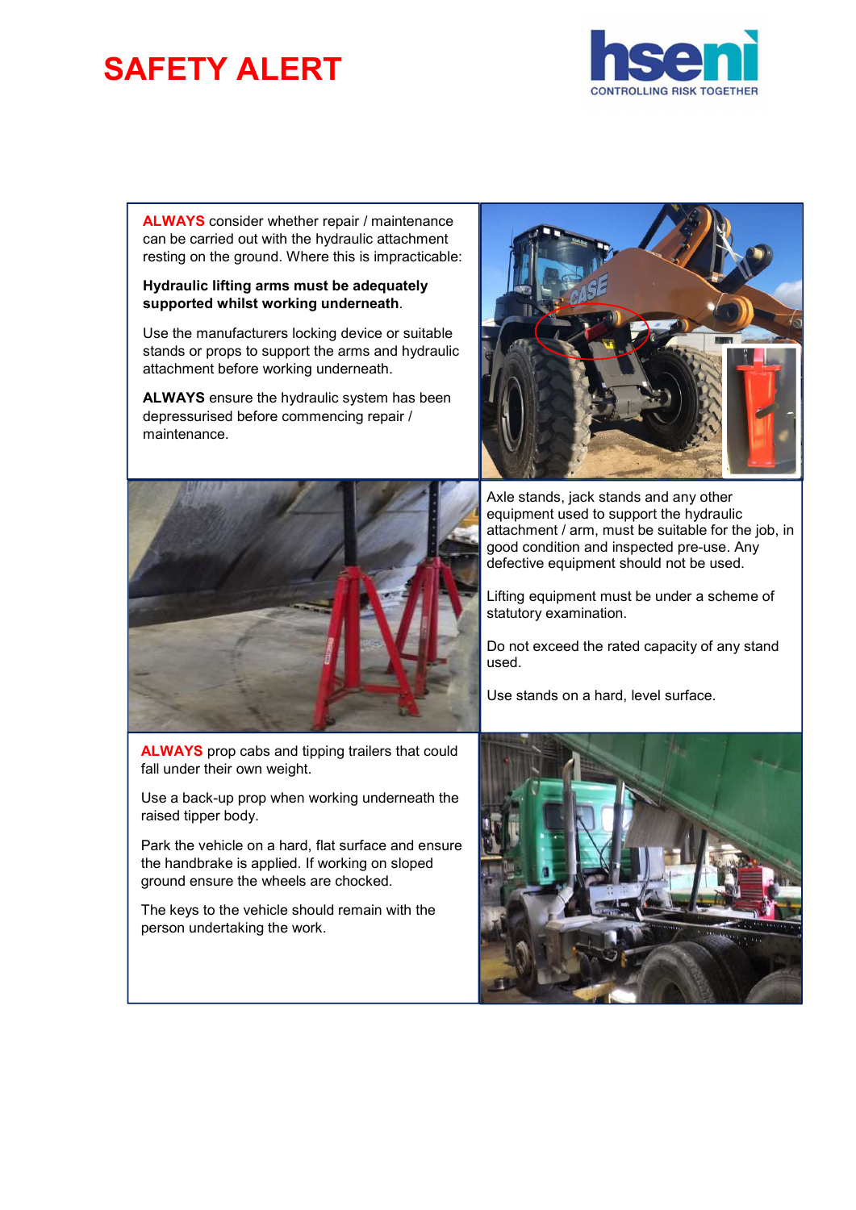# SAFETY ALERT

**ALWAYS** consider whether repair / maintenance can be carried out with the hydraulic attachment resting on the ground. Where this is impracticable:

**Hydraulic lifting arms must be adequately supported whilst working underneath.**

Use the manufacturers locking device or suitable stands or props to support the arms and hydraulic attachment before working underneath.

**ALWAYS** ensure the hydraulic system has been depressurised before commencing repair / maintenance.

Axle stands, jack stands and any other equipment used to support the hydraulic attachment / arm, must be suitable for the job, in good condition and inspected pre-use. Any defective equipment should not be used.

Lifting equipment must be under a scheme of statutory examination.

Do not exceed the rated capacity of any stand used.

Use stands on a hard, level surface.

**ALWAYS** prop cabs and tipping trailers that could fall under their own weight.

Use a back-up prop when working underneath the raised tipper body.

Park the vehicle on a hard, flat surface and ensure the handbrake is applied. If working on sloped ground ensure the wheels are chocked.

The keys to the vehicle should remain with the person undertaking the work.